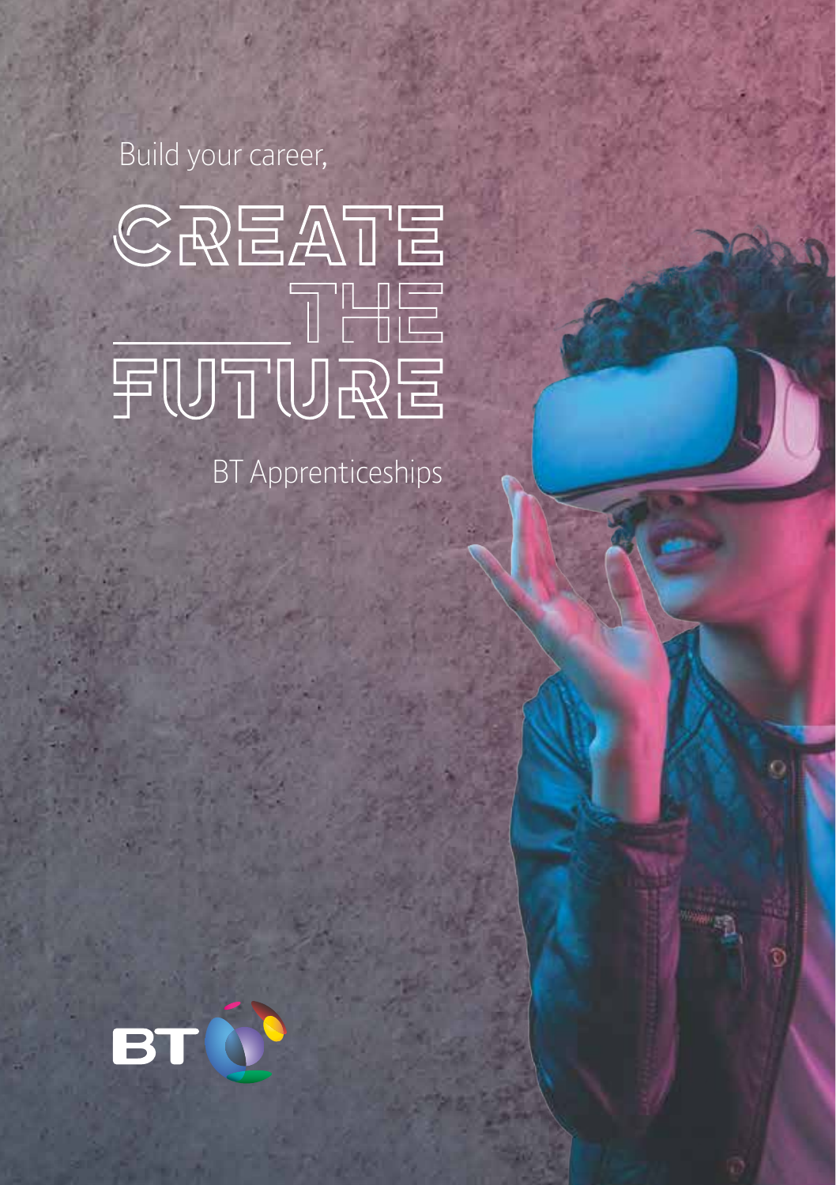Build your career,

# CREATE THE FUTURE

BT Apprenticeships

BT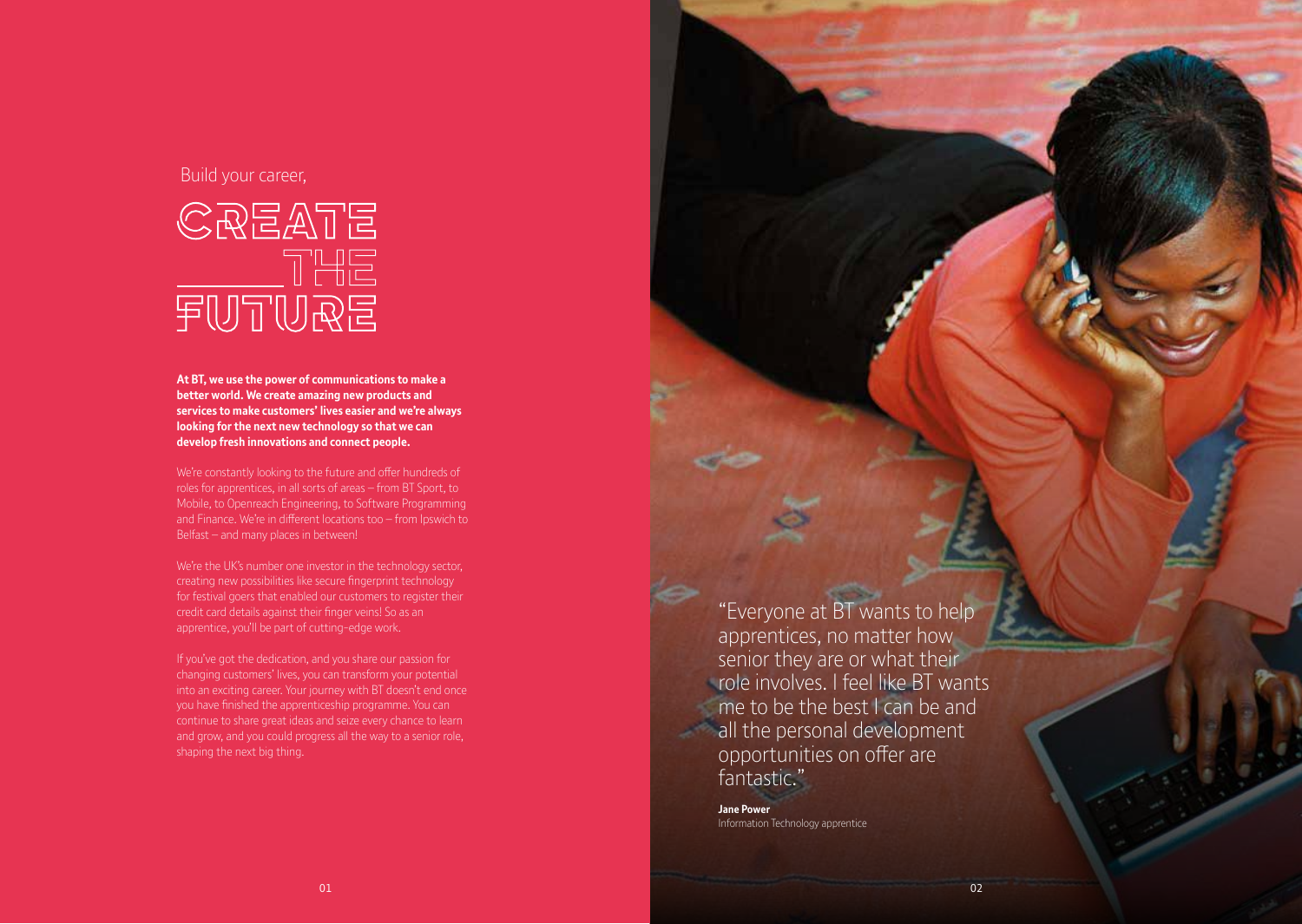Build your career,

# CREATE THE FUTURE

**At BT, we use the power of communications to make a better world. We create amazing new products and services to make customers' lives easier and we're always looking for the next new technology so that we can develop fresh innovations and connect people.**

We're constantly looking to the future and offer hundreds of roles for apprentices, in all sorts of areas – from BT Sport, to Mobile, to Openreach Engineering, to Software Programming and Finance. We're in different locations too – from Ipswich to Belfast – and many places in between!

We're the UK's number one investor in the technology sector, creating new possibilities like secure fingerprint technology for festival goers that enabled our customers to register their credit card details against their finger veins! So as an apprentice, you'll be part of cutting-edge work.

If you've got the dedication, and you share our passion for changing customers' lives, you can transform your potential into an exciting career. Your journey with BT doesn't end once you have finished the apprenticeship programme. You can continue to share great ideas and seize every chance to learn and grow, and you could progress all the way to a senior role, shaping the next big thing.

"Everyone at BT wants to help apprentices, no matter how senior they are or what their role involves. I feel like BT wants me to be the best I can be and all the personal development opportunities on offer are fantastic."

**Jane Power**
Information Technology apprentice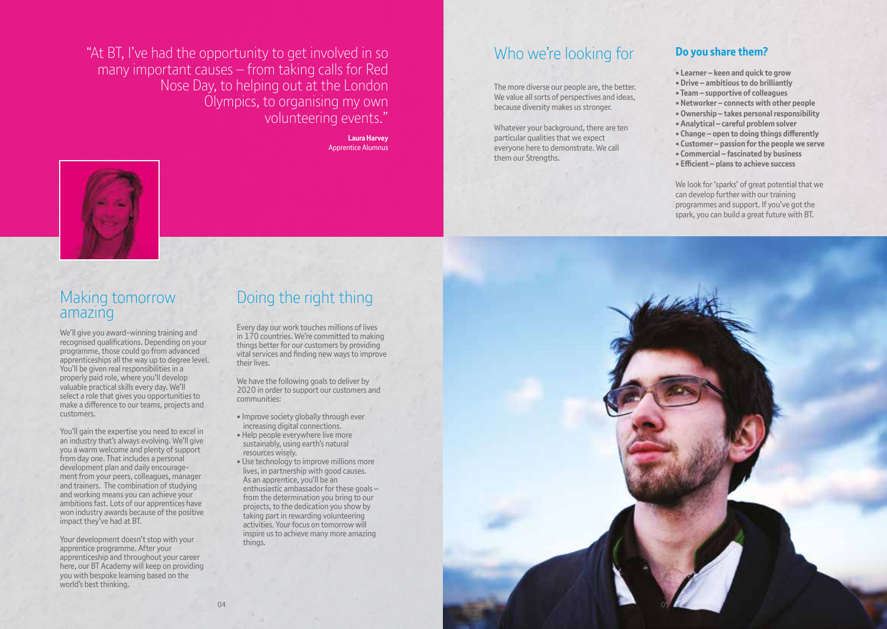> "At BT, I've had the opportunity to get involved in so many important causes – from taking calls for Red Nose Day, to helping out at the London Olympics, to organising my own volunteering events."

**Laura Harvey**
Apprentice Alumnus

## Making tomorrow amazing

We'll give you award-winning training and recognised qualifications. Depending on your programme, those could go from advanced apprenticeships all the way up to degree level. You'll be given real responsibilities in a properly paid role, where you'll develop valuable practical skills every day. We'll select a role that gives you opportunities to make a difference to our teams, projects and customers.

You'll gain the expertise you need to excel in an industry that's always evolving. We'll give you a warm welcome and plenty of support from day one. That includes a personal development plan and daily encouragement from your peers, colleagues, manager and trainers. The combination of studying and working means you can achieve your ambitions fast. Lots of our apprentices have won industry awards because of the positive impact they've had at BT.

Your development doesn't stop with your apprentice programme. After your apprenticeship and throughout your career here, our BT Academy will keep on providing you with bespoke learning based on the world's best thinking.

## Doing the right thing

Every day our work touches millions of lives in 170 countries. We're committed to making things better for our customers by providing vital services and finding new ways to improve their lives.

We have the following goals to deliver by 2020 in order to support our customers and communities:

- Improve society globally through ever increasing digital connections.
- Help people everywhere live more sustainably, using earth's natural resources wisely.
- Use technology to improve millions more lives, in partnership with good causes. As an apprentice, you'll be an enthusiastic ambassador for these goals – from the determination you bring to our projects, to the dedication you show by taking part in rewarding volunteering activities. Your focus on tomorrow will inspire us to achieve many more amazing things.

## Who we're looking for

The more diverse our people are, the better. We value all sorts of perspectives and ideas, because diversity makes us stronger.

Whatever your background, there are ten particular qualities that we expect everyone here to demonstrate. We call them our Strengths.

### Do you share them?

- **Learner – keen and quick to grow**
- **Drive – ambitious to do brilliantly**
- **Team – supportive of colleagues**
- **Networker – connects with other people**
- **Ownership – takes personal responsibility**
- **Analytical – careful problem solver**
- **Change – open to doing things differently**
- **Customer – passion for the people we serve**
- **Commercial – fascinated by business**
- **Efficient – plans to achieve success**

We look for 'sparks' of great potential that we can develop further with our training programmes and support. If you've got the spark, you can build a great future with BT.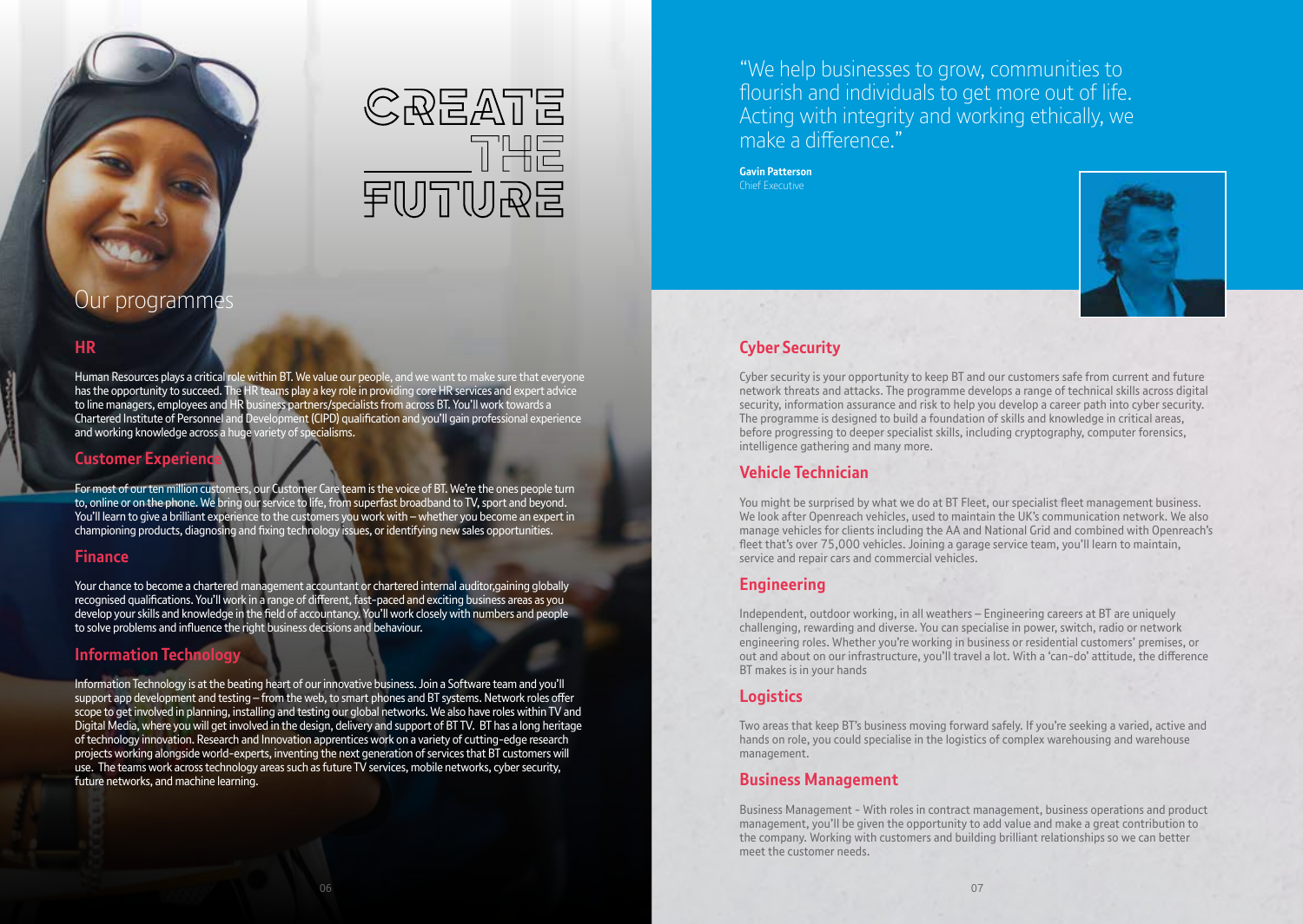# CREATE THE FUTURE

## Our programmes

### HR

Human Resources plays a critical role within BT. We value our people, and we want to make sure that everyone has the opportunity to succeed. The HR teams play a key role in providing core HR services and expert advice to line managers, employees and HR business partners/specialists from across BT. You'll work towards a Chartered Institute of Personnel and Development (CIPD) qualification and you'll gain professional experience and working knowledge across a huge variety of specialisms.

### Customer Experience

For most of our ten million customers, our Customer Care team is the voice of BT. We're the ones people turn to, online or on the phone. We bring our service to life, from superfast broadband to TV, sport and beyond. You'll learn to give a brilliant experience to the customers you work with – whether you become an expert in championing products, diagnosing and fixing technology issues, or identifying new sales opportunities.

### Finance

Your chance to become a chartered management accountant or chartered internal auditor,gaining globally recognised qualifications. You'll work in a range of different, fast-paced and exciting business areas as you develop your skills and knowledge in the field of accountancy. You'll work closely with numbers and people to solve problems and influence the right business decisions and behaviour.

### Information Technology

Information Technology is at the beating heart of our innovative business. Join a Software team and you'll support app development and testing – from the web, to smart phones and BT systems. Network roles offer scope to get involved in planning, installing and testing our global networks. We also have roles within TV and Digital Media, where you will get involved in the design, delivery and support of BT TV. BT has a long heritage of technology innovation. Research and Innovation apprentices work on a variety of cutting-edge research projects working alongside world-experts, inventing the next generation of services that BT customers will use. The teams work across technology areas such as future TV services, mobile networks, cyber security, future networks, and machine learning.

"We help businesses to grow, communities to flourish and individuals to get more out of life. Acting with integrity and working ethically, we make a difference."

**Gavin Patterson**
Chief Executive

### Cyber Security

Cyber security is your opportunity to keep BT and our customers safe from current and future network threats and attacks. The programme develops a range of technical skills across digital security, information assurance and risk to help you develop a career path into cyber security. The programme is designed to build a foundation of skills and knowledge in critical areas, before progressing to deeper specialist skills, including cryptography, computer forensics, intelligence gathering and many more.

### Vehicle Technician

You might be surprised by what we do at BT Fleet, our specialist fleet management business. We look after Openreach vehicles, used to maintain the UK's communication network. We also manage vehicles for clients including the AA and National Grid and combined with Openreach's fleet that's over 75,000 vehicles. Joining a garage service team, you'll learn to maintain, service and repair cars and commercial vehicles.

### Engineering

Independent, outdoor working, in all weathers – Engineering careers at BT are uniquely challenging, rewarding and diverse. You can specialise in power, switch, radio or network engineering roles. Whether you're working in business or residential customers' premises, or out and about on our infrastructure, you'll travel a lot. With a 'can-do' attitude, the difference BT makes is in your hands

### Logistics

Two areas that keep BT's business moving forward safely. If you're seeking a varied, active and hands on role, you could specialise in the logistics of complex warehousing and warehouse management.

### Business Management

Business Management - With roles in contract management, business operations and product management, you'll be given the opportunity to add value and make a great contribution to the company. Working with customers and building brilliant relationships so we can better meet the customer needs.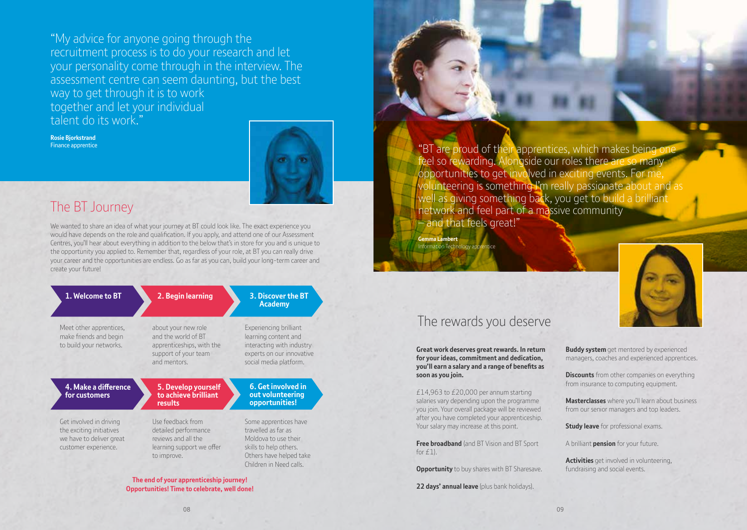"My advice for anyone going through the recruitment process is to do your research and let your personality come through in the interview. The assessment centre can seem daunting, but the best way to get through it is to work together and let your individual talent do its work."

**Rosie Bjorkstrand**
Finance apprentice

## The BT Journey

We wanted to share an idea of what your journey at BT could look like. The exact experience you would have depends on the role and qualification. If you apply, and attend one of our Assessment Centres, you'll hear about everything in addition to the below that's in store for you and is unique to the opportunity you applied to. Remember that, regardless of your role, at BT you can really drive your career and the opportunities are endless. Go as far as you can, build your long-term career and create your future!

**1. Welcome to BT**

Meet other apprentices, make friends and begin to build your networks.

**2. Begin learning**

about your new role and the world of BT apprenticeships, with the support of your team and mentors.

**3. Discover the BT Academy**

Experiencing brilliant learning content and interacting with industry experts on our innovative social media platform.

**4. Make a difference for customers**

Get involved in driving the exciting initiatives we have to deliver great customer experience.

**5. Develop yourself to achieve brilliant results**

Use feedback from detailed performance reviews and all the learning support we offer to improve.

**6. Get involved in out volunteering opportunities!**

Some apprentices have travelled as far as Moldova to use their skills to help others. Others have helped take Children in Need calls.

**The end of your apprenticeship journey! Opportunities! Time to celebrate, well done!**

"BT are proud of their apprentices, which makes being one feel so rewarding. Alongside our roles there are so many opportunities to get involved in exciting events. For me, volunteering is something I'm really passionate about and as well as giving something back, you get to build a brilliant network and feel part of a massive community – and that feels great!"

**Gemma Lambert**
Information Technology apprentice

## The rewards you deserve

**Great work deserves great rewards. In return for your ideas, commitment and dedication, you'll earn a salary and a range of benefits as soon as you join.**

£14,963 to £20,000 per annum starting salaries vary depending upon the programme you join. Your overall package will be reviewed after you have completed your apprenticeship. Your salary may increase at this point.

**Free broadband** (and BT Vision and BT Sport for £1).

**Opportunity** to buy shares with BT Sharesave.

**22 days' annual leave** (plus bank holidays).

**Buddy system** get mentored by experienced managers, coaches and experienced apprentices.

**Discounts** from other companies on everything from insurance to computing equipment.

**Masterclasses** where you'll learn about business from our senior managers and top leaders.

**Study leave** for professional exams.

A brilliant **pension** for your future.

**Activities** get involved in volunteering, fundraising and social events.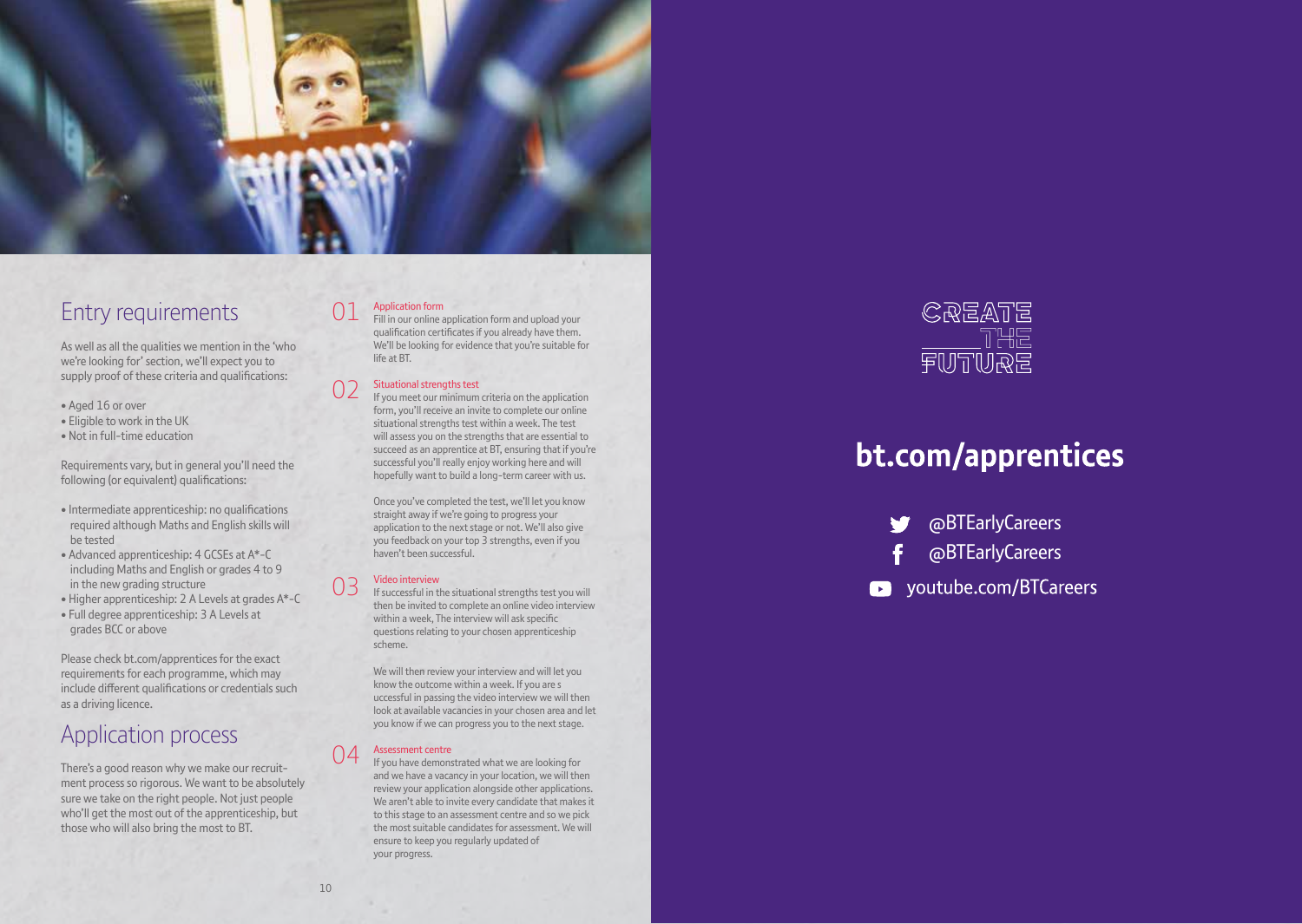## Entry requirements

As well as all the qualities we mention in the 'who we're looking for' section, we'll expect you to supply proof of these criteria and qualifications:

- Aged 16 or over
- Eligible to work in the UK
- Not in full-time education

Requirements vary, but in general you'll need the following (or equivalent) qualifications:

- Intermediate apprenticeship: no qualifications required although Maths and English skills will be tested
- Advanced apprenticeship: 4 GCSEs at A*-C including Maths and English or grades 4 to 9 in the new grading structure
- Higher apprenticeship: 2 A Levels at grades A*-C
- Full degree apprenticeship: 3 A Levels at grades BCC or above

Please check bt.com/apprentices for the exact requirements for each programme, which may include different qualifications or credentials such as a driving licence.

## Application process

There's a good reason why we make our recruitment process so rigorous. We want to be absolutely sure we take on the right people. Not just people who'll get the most out of the apprenticeship, but those who will also bring the most to BT.

### 01 Application form

Fill in our online application form and upload your qualification certificates if you already have them. We'll be looking for evidence that you're suitable for life at BT.

### 02 Situational strengths test

If you meet our minimum criteria on the application form, you'll receive an invite to complete our online situational strengths test within a week. The test will assess you on the strengths that are essential to succeed as an apprentice at BT, ensuring that if you're successful you'll really enjoy working here and will hopefully want to build a long-term career with us.

Once you've completed the test, we'll let you know straight away if we're going to progress your application to the next stage or not. We'll also give you feedback on your top 3 strengths, even if you haven't been successful.

### 03 Video interview

If successful in the situational strengths test you will then be invited to complete an online video interview within a week, The interview will ask specific questions relating to your chosen apprenticeship scheme.

We will then review your interview and will let you know the outcome within a week. If you are s uccessful in passing the video interview we will then look at available vacancies in your chosen area and let you know if we can progress you to the next stage.

### 04 Assessment centre

If you have demonstrated what we are looking for and we have a vacancy in your location, we will then review your application alongside other applications. We aren't able to invite every candidate that makes it to this stage to an assessment centre and so we pick the most suitable candidates for assessment. We will ensure to keep you regularly updated of your progress.

CREATE THE FUTURE

**bt.com/apprentices**

@BTEarlyCareers

@BTEarlyCareers

youtube.com/BTCareers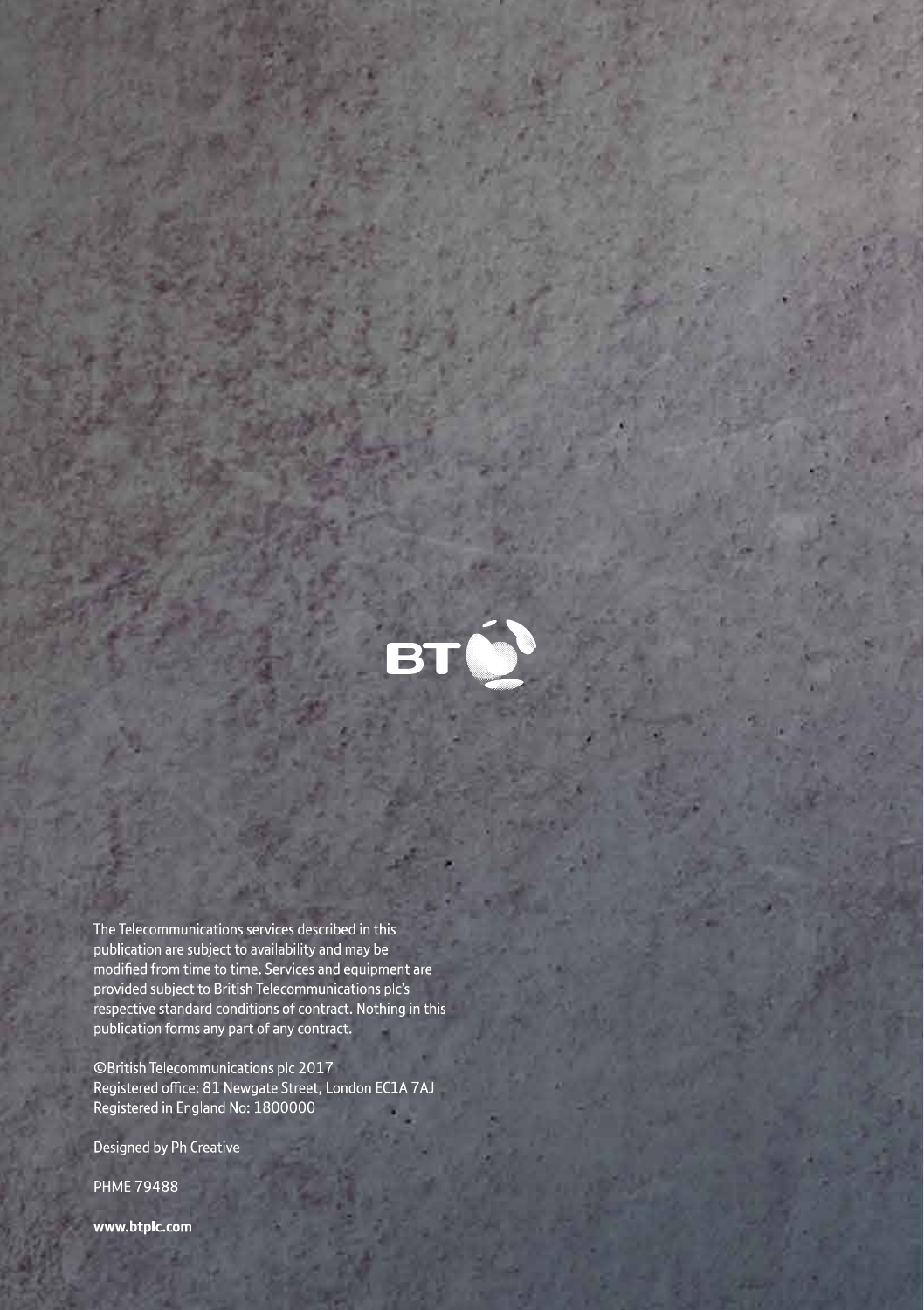The Telecommunications services described in this publication are subject to availability and may be modified from time to time. Services and equipment are provided subject to British Telecommunications plc's respective standard conditions of contract. Nothing in this publication forms any part of any contract.

©British Telecommunications plc 2017
Registered office: 81 Newgate Street, London EC1A 7AJ
Registered in England No: 1800000

Designed by Ph Creative

PHME 79488

**www.btplc.com**